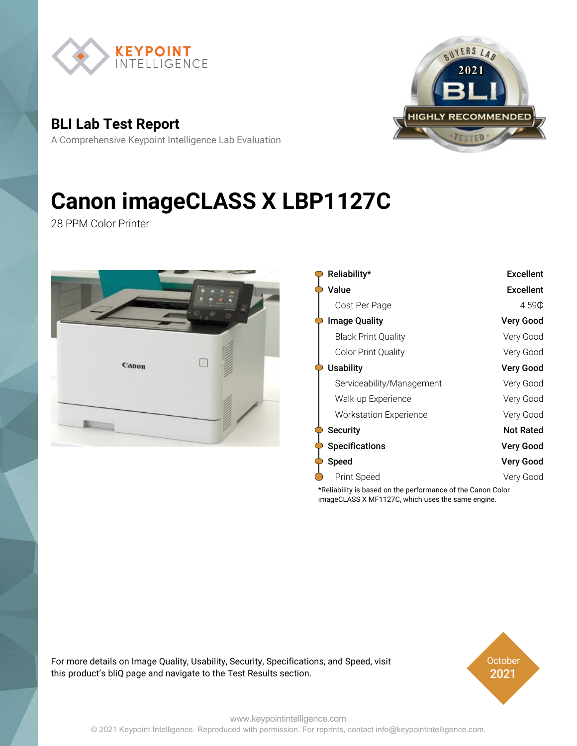KEYPOINT INTELLIGENCE

## BLI Lab Test Report

A Comprehensive Keypoint Intelligence Lab Evaluation

# Canon imageCLASS X LBP1127C

28 PPM Color Printer

| | |
|---|---|
| **Reliability*** | **Excellent** |
| **Value** | **Excellent** |
| Cost Per Page | 4.59₵ |
| **Image Quality** | **Very Good** |
| Black Print Quality | Very Good |
| Color Print Quality | Very Good |
| **Usability** | **Very Good** |
| Serviceability/Management | Very Good |
| Walk-up Experience | Very Good |
| Workstation Experience | Very Good |
| **Security** | **Not Rated** |
| **Specifications** | **Very Good** |
| **Speed** | **Very Good** |
| Print Speed | Very Good |

*Reliability is based on the performance of the Canon Color imageCLASS X MF1127C, which uses the same engine.

For more details on Image Quality, Usability, Security, Specifications, and Speed, visit this product's bliQ page and navigate to the Test Results section.

October 2021

www.keypointintelligence.com

© 2021 Keypoint Intelligence. Reproduced with permission. For reprints, contact info@keypointintelligence.com.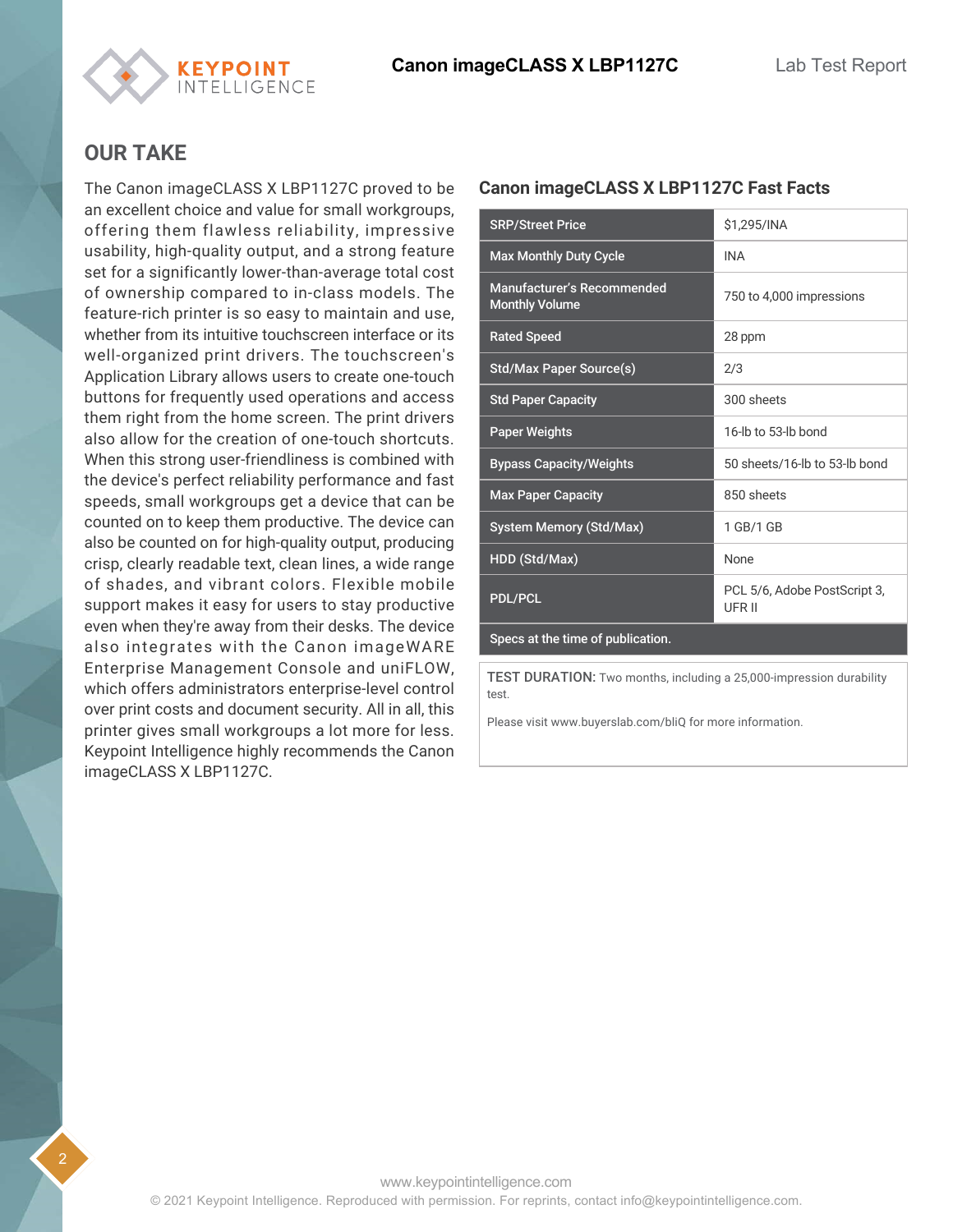## OUR TAKE

The Canon imageCLASS X LBP1127C proved to be an excellent choice and value for small workgroups, offering them flawless reliability, impressive usability, high-quality output, and a strong feature set for a significantly lower-than-average total cost of ownership compared to in-class models. The feature-rich printer is so easy to maintain and use, whether from its intuitive touchscreen interface or its well-organized print drivers. The touchscreen's Application Library allows users to create one-touch buttons for frequently used operations and access them right from the home screen. The print drivers also allow for the creation of one-touch shortcuts. When this strong user-friendliness is combined with the device's perfect reliability performance and fast speeds, small workgroups get a device that can be counted on to keep them productive. The device can also be counted on for high-quality output, producing crisp, clearly readable text, clean lines, a wide range of shades, and vibrant colors. Flexible mobile support makes it easy for users to stay productive even when they're away from their desks. The device also integrates with the Canon imageWARE Enterprise Management Console and uniFLOW, which offers administrators enterprise-level control over print costs and document security. All in all, this printer gives small workgroups a lot more for less. Keypoint Intelligence highly recommends the Canon imageCLASS X LBP1127C.

### Canon imageCLASS X LBP1127C Fast Facts

| | |
|---|---|
| SRP/Street Price | $1,295/INA |
| Max Monthly Duty Cycle | INA |
| Manufacturer's Recommended Monthly Volume | 750 to 4,000 impressions |
| Rated Speed | 28 ppm |
| Std/Max Paper Source(s) | 2/3 |
| Std Paper Capacity | 300 sheets |
| Paper Weights | 16-lb to 53-lb bond |
| Bypass Capacity/Weights | 50 sheets/16-lb to 53-lb bond |
| Max Paper Capacity | 850 sheets |
| System Memory (Std/Max) | 1 GB/1 GB |
| HDD (Std/Max) | None |
| PDL/PCL | PCL 5/6, Adobe PostScript 3, UFR II |
| Specs at the time of publication. | |

TEST DURATION: Two months, including a 25,000-impression durability test.

Please visit www.buyerslab.com/bliQ for more information.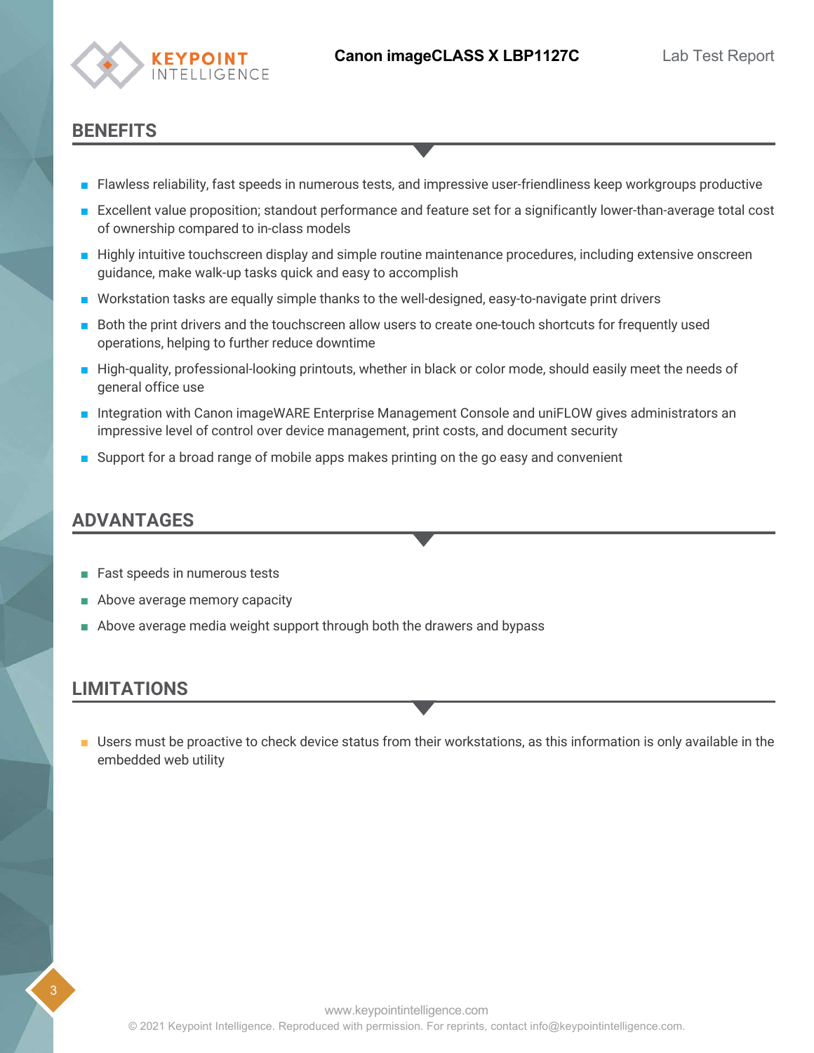## BENEFITS

- Flawless reliability, fast speeds in numerous tests, and impressive user-friendliness keep workgroups productive
- Excellent value proposition; standout performance and feature set for a significantly lower-than-average total cost of ownership compared to in-class models
- Highly intuitive touchscreen display and simple routine maintenance procedures, including extensive onscreen guidance, make walk-up tasks quick and easy to accomplish
- Workstation tasks are equally simple thanks to the well-designed, easy-to-navigate print drivers
- Both the print drivers and the touchscreen allow users to create one-touch shortcuts for frequently used operations, helping to further reduce downtime
- High-quality, professional-looking printouts, whether in black or color mode, should easily meet the needs of general office use
- Integration with Canon imageWARE Enterprise Management Console and uniFLOW gives administrators an impressive level of control over device management, print costs, and document security
- Support for a broad range of mobile apps makes printing on the go easy and convenient

## ADVANTAGES

- Fast speeds in numerous tests
- Above average memory capacity
- Above average media weight support through both the drawers and bypass

## LIMITATIONS

- Users must be proactive to check device status from their workstations, as this information is only available in the embedded web utility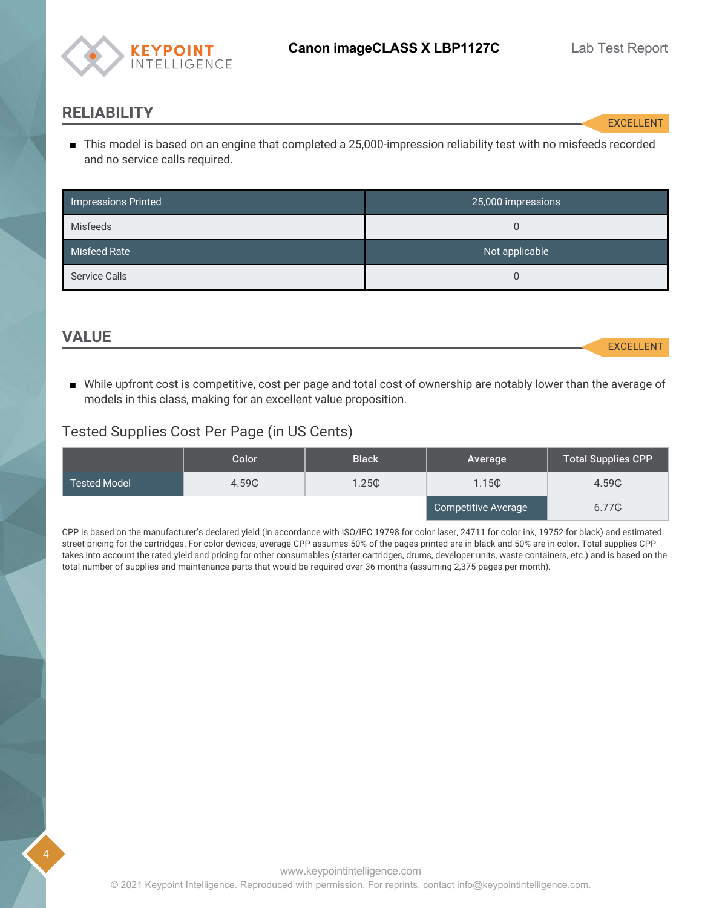## RELIABILITY

EXCELLENT

- This model is based on an engine that completed a 25,000-impression reliability test with no misfeeds recorded and no service calls required.

| Impressions Printed | 25,000 impressions |
|---|---|
| Misfeeds | 0 |
| Misfeed Rate | Not applicable |
| Service Calls | 0 |

## VALUE

EXCELLENT

- While upfront cost is competitive, cost per page and total cost of ownership are notably lower than the average of models in this class, making for an excellent value proposition.

### Tested Supplies Cost Per Page (in US Cents)

| | Color | Black | Average | Total Supplies CPP |
|---|---|---|---|---|
| Tested Model | 4.59₵ | 1.25₵ | 1.15₵ | 4.59₵ |
| | | | Competitive Average | 6.77₵ |

CPP is based on the manufacturer's declared yield (in accordance with ISO/IEC 19798 for color laser, 24711 for color ink, 19752 for black) and estimated street pricing for the cartridges. For color devices, average CPP assumes 50% of the pages printed are in black and 50% are in color. Total supplies CPP takes into account the rated yield and pricing for other consumables (starter cartridges, drums, developer units, waste containers, etc.) and is based on the total number of supplies and maintenance parts that would be required over 36 months (assuming 2,375 pages per month).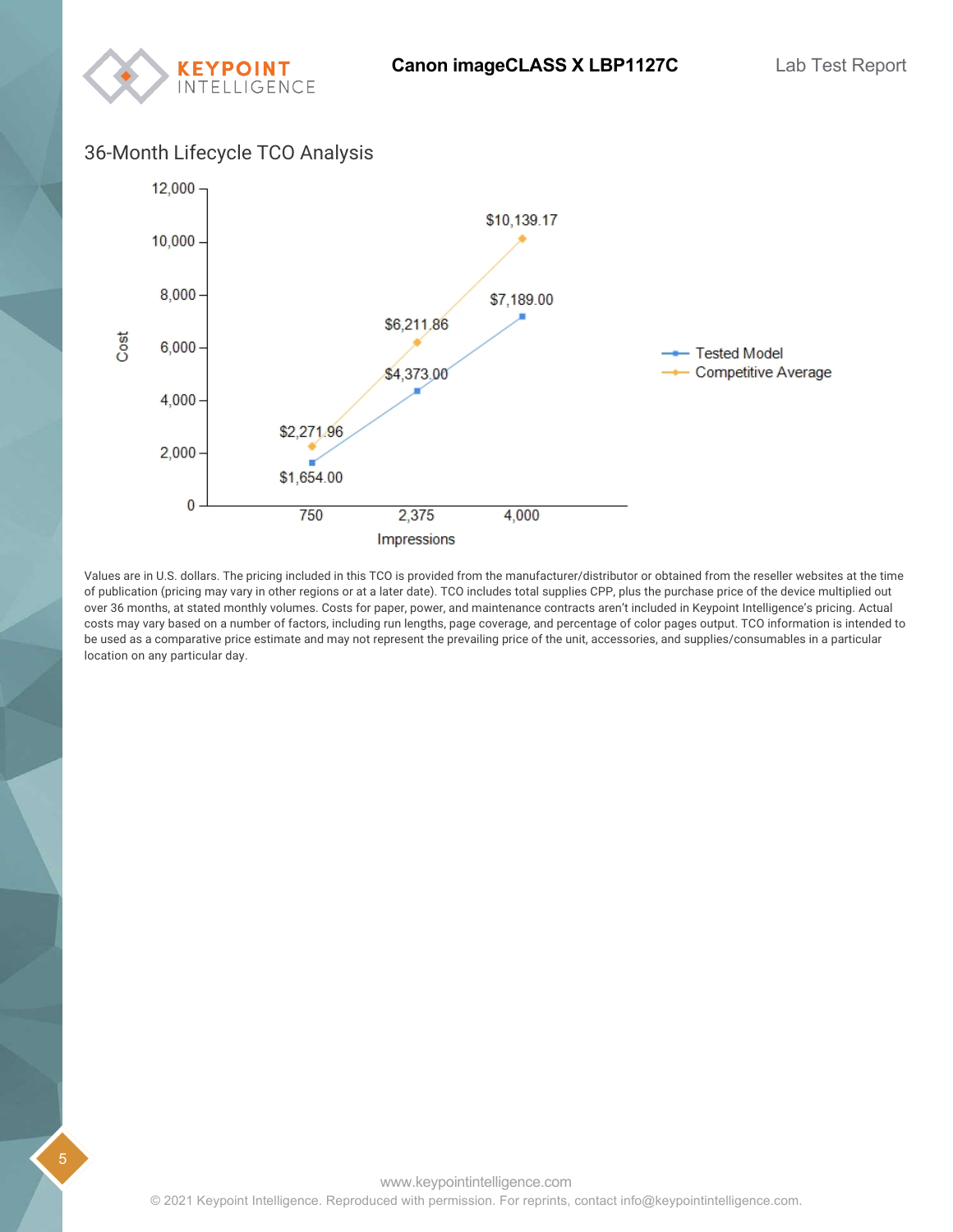## 36-Month Lifecycle TCO Analysis

| Impressions | Tested Model | Competitive Average |
|---|---|---|
| 750 | $1,654.00 | $2,271.96 |
| 2,375 | $4,373.00 | $6,211.86 |
| 4,000 | $7,189.00 | $10,139.17 |

Values are in U.S. dollars. The pricing included in this TCO is provided from the manufacturer/distributor or obtained from the reseller websites at the time of publication (pricing may vary in other regions or at a later date). TCO includes total supplies CPP, plus the purchase price of the device multiplied out over 36 months, at stated monthly volumes. Costs for paper, power, and maintenance contracts aren't included in Keypoint Intelligence's pricing. Actual costs may vary based on a number of factors, including run lengths, page coverage, and percentage of color pages output. TCO information is intended to be used as a comparative price estimate and may not represent the prevailing price of the unit, accessories, and supplies/consumables in a particular location on any particular day.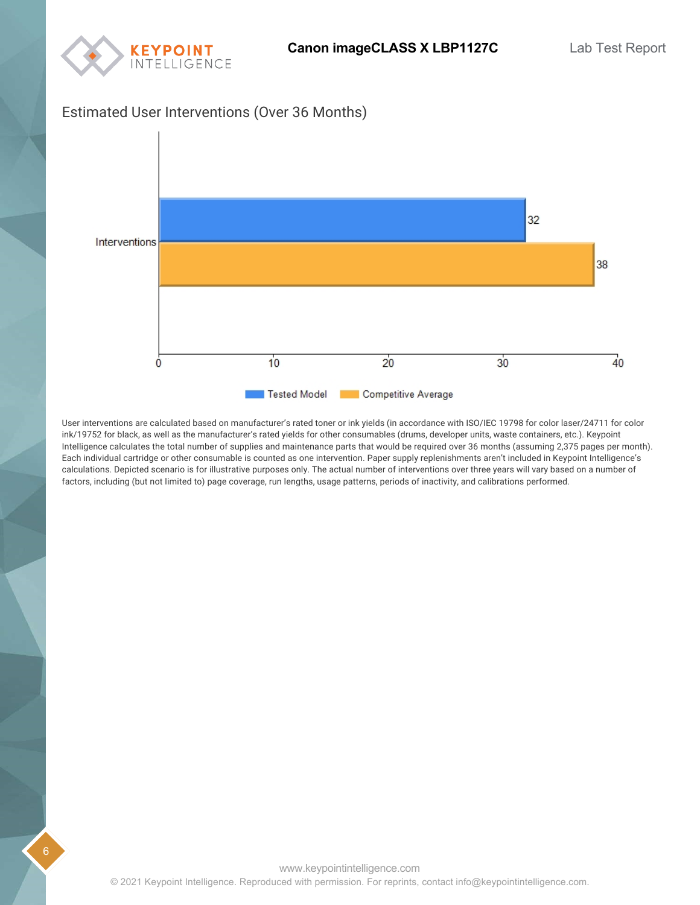## Estimated User Interventions (Over 36 Months)

| | Tested Model | Competitive Average |
|---|---|---|
| Interventions | 32 | 38 |

User interventions are calculated based on manufacturer's rated toner or ink yields (in accordance with ISO/IEC 19798 for color laser/24711 for color ink/19752 for black, as well as the manufacturer's rated yields for other consumables (drums, developer units, waste containers, etc.). Keypoint Intelligence calculates the total number of supplies and maintenance parts that would be required over 36 months (assuming 2,375 pages per month). Each individual cartridge or other consumable is counted as one intervention. Paper supply replenishments aren't included in Keypoint Intelligence's calculations. Depicted scenario is for illustrative purposes only. The actual number of interventions over three years will vary based on a number of factors, including (but not limited to) page coverage, run lengths, usage patterns, periods of inactivity, and calibrations performed.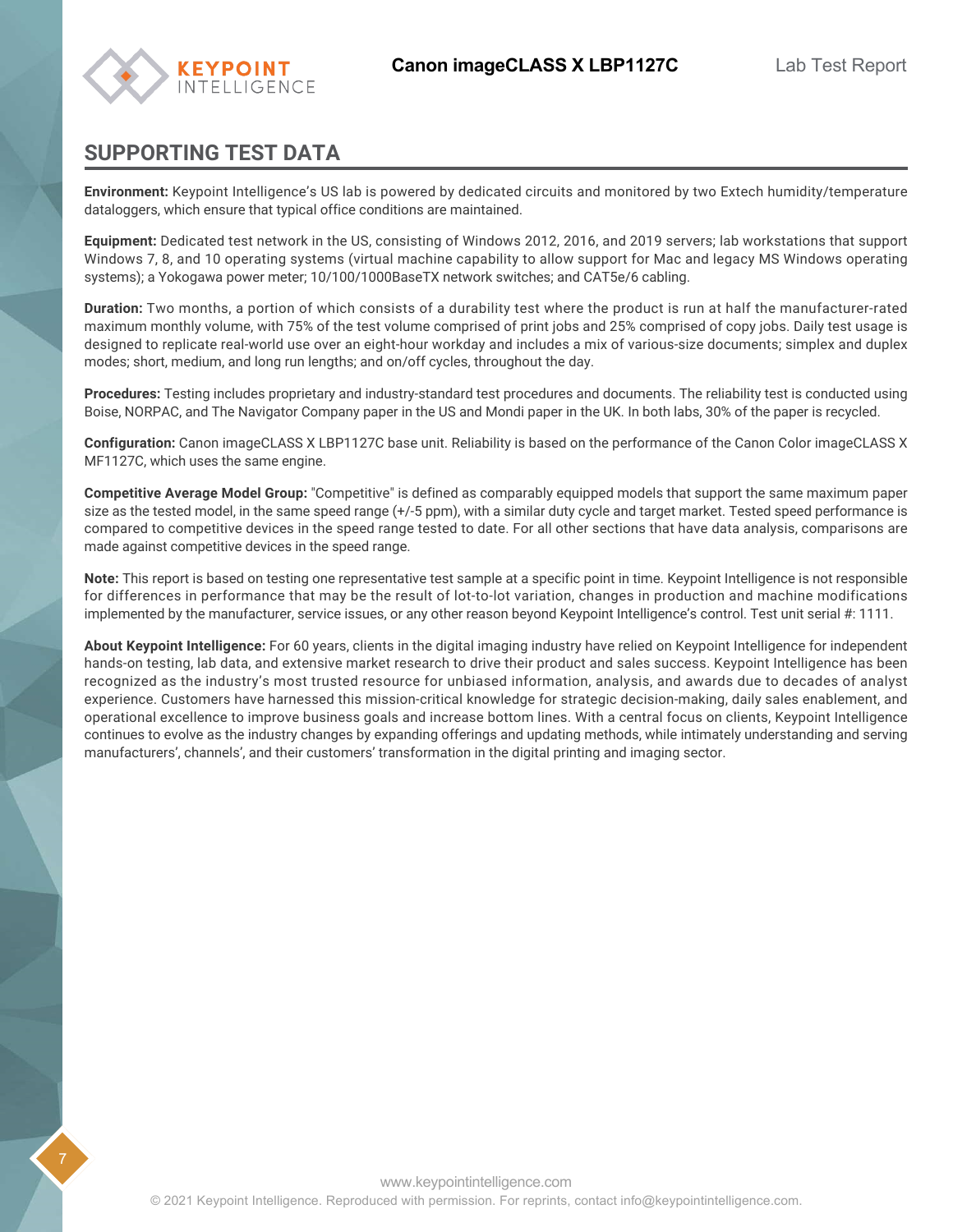## SUPPORTING TEST DATA

**Environment:** Keypoint Intelligence's US lab is powered by dedicated circuits and monitored by two Extech humidity/temperature dataloggers, which ensure that typical office conditions are maintained.

**Equipment:** Dedicated test network in the US, consisting of Windows 2012, 2016, and 2019 servers; lab workstations that support Windows 7, 8, and 10 operating systems (virtual machine capability to allow support for Mac and legacy MS Windows operating systems); a Yokogawa power meter; 10/100/1000BaseTX network switches; and CAT5e/6 cabling.

**Duration:** Two months, a portion of which consists of a durability test where the product is run at half the manufacturer-rated maximum monthly volume, with 75% of the test volume comprised of print jobs and 25% comprised of copy jobs. Daily test usage is designed to replicate real-world use over an eight-hour workday and includes a mix of various-size documents; simplex and duplex modes; short, medium, and long run lengths; and on/off cycles, throughout the day.

**Procedures:** Testing includes proprietary and industry-standard test procedures and documents. The reliability test is conducted using Boise, NORPAC, and The Navigator Company paper in the US and Mondi paper in the UK. In both labs, 30% of the paper is recycled.

**Configuration:** Canon imageCLASS X LBP1127C base unit. Reliability is based on the performance of the Canon Color imageCLASS X MF1127C, which uses the same engine.

**Competitive Average Model Group:** "Competitive" is defined as comparably equipped models that support the same maximum paper size as the tested model, in the same speed range (+/-5 ppm), with a similar duty cycle and target market. Tested speed performance is compared to competitive devices in the speed range tested to date. For all other sections that have data analysis, comparisons are made against competitive devices in the speed range.

**Note:** This report is based on testing one representative test sample at a specific point in time. Keypoint Intelligence is not responsible for differences in performance that may be the result of lot-to-lot variation, changes in production and machine modifications implemented by the manufacturer, service issues, or any other reason beyond Keypoint Intelligence's control. Test unit serial #: 1111.

**About Keypoint Intelligence:** For 60 years, clients in the digital imaging industry have relied on Keypoint Intelligence for independent hands-on testing, lab data, and extensive market research to drive their product and sales success. Keypoint Intelligence has been recognized as the industry's most trusted resource for unbiased information, analysis, and awards due to decades of analyst experience. Customers have harnessed this mission-critical knowledge for strategic decision-making, daily sales enablement, and operational excellence to improve business goals and increase bottom lines. With a central focus on clients, Keypoint Intelligence continues to evolve as the industry changes by expanding offerings and updating methods, while intimately understanding and serving manufacturers', channels', and their customers' transformation in the digital printing and imaging sector.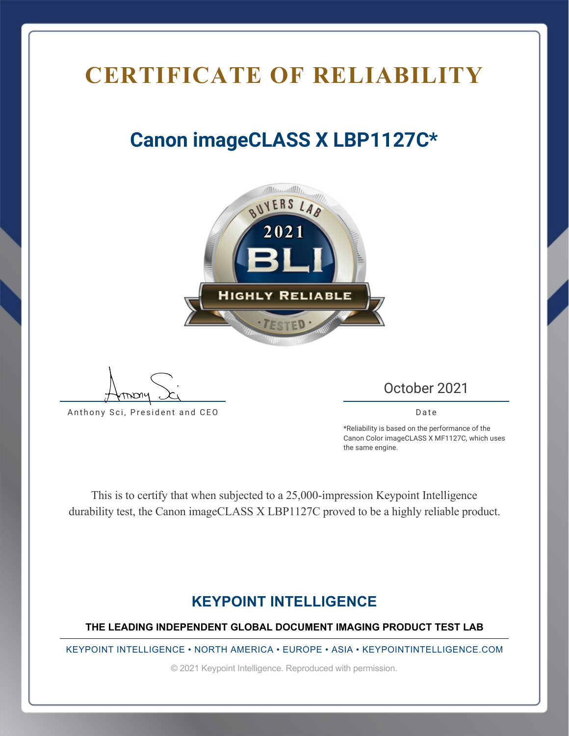# CERTIFICATE OF RELIABILITY

## Canon imageCLASS X LBP1127C*

Anthony Sci, President and CEO

October 2021

Date

*Reliability is based on the performance of the Canon Color imageCLASS X MF1127C, which uses the same engine.

This is to certify that when subjected to a 25,000-impression Keypoint Intelligence durability test, the Canon imageCLASS X LBP1127C proved to be a highly reliable product.

## KEYPOINT INTELLIGENCE

**THE LEADING INDEPENDENT GLOBAL DOCUMENT IMAGING PRODUCT TEST LAB**

KEYPOINT INTELLIGENCE • NORTH AMERICA • EUROPE • ASIA • KEYPOINTINTELLIGENCE.COM

© 2021 Keypoint Intelligence. Reproduced with permission.